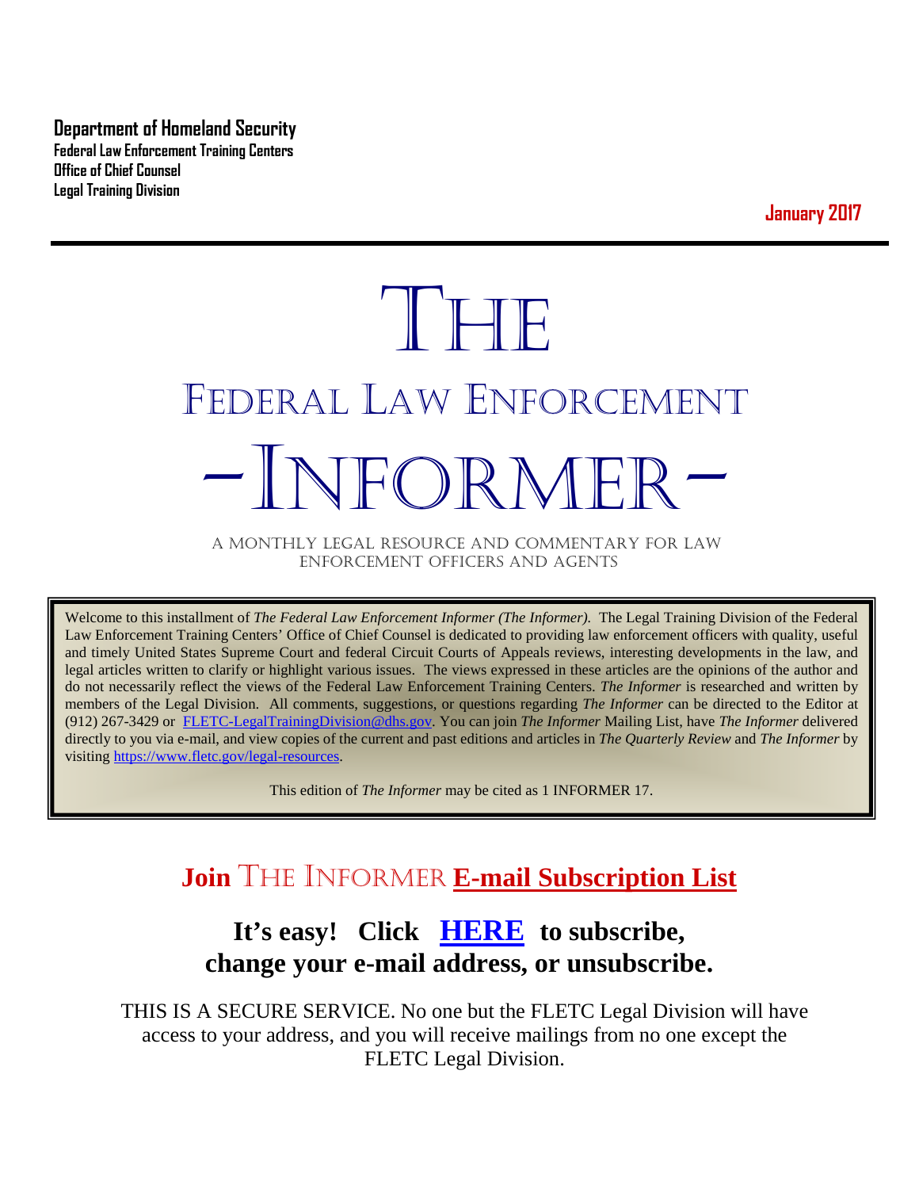**Department of Homeland Security**
**Federal Law Enforcement Training Centers**
**Office of Chief Counsel**
**Legal Training Division**

**January 2017**

# THE
# FEDERAL LAW ENFORCEMENT
# -INFORMER-

A MONTHLY LEGAL RESOURCE AND COMMENTARY FOR LAW ENFORCEMENT OFFICERS AND AGENTS

Welcome to this installment of *The Federal Law Enforcement Informer (The Informer).* The Legal Training Division of the Federal Law Enforcement Training Centers' Office of Chief Counsel is dedicated to providing law enforcement officers with quality, useful and timely United States Supreme Court and federal Circuit Courts of Appeals reviews, interesting developments in the law, and legal articles written to clarify or highlight various issues. The views expressed in these articles are the opinions of the author and do not necessarily reflect the views of the Federal Law Enforcement Training Centers. *The Informer* is researched and written by members of the Legal Division. All comments, suggestions, or questions regarding *The Informer* can be directed to the Editor at (912) 267-3429 or FLETC-LegalTrainingDivision@dhs.gov. You can join *The Informer* Mailing List, have *The Informer* delivered directly to you via e-mail, and view copies of the current and past editions and articles in *The Quarterly Review* and *The Informer* by visiting https://www.fletc.gov/legal-resources.

This edition of *The Informer* may be cited as 1 INFORMER 17.

## Join THE INFORMER E-mail Subscription List

## It's easy! Click HERE to subscribe, change your e-mail address, or unsubscribe.

THIS IS A SECURE SERVICE. No one but the FLETC Legal Division will have access to your address, and you will receive mailings from no one except the FLETC Legal Division.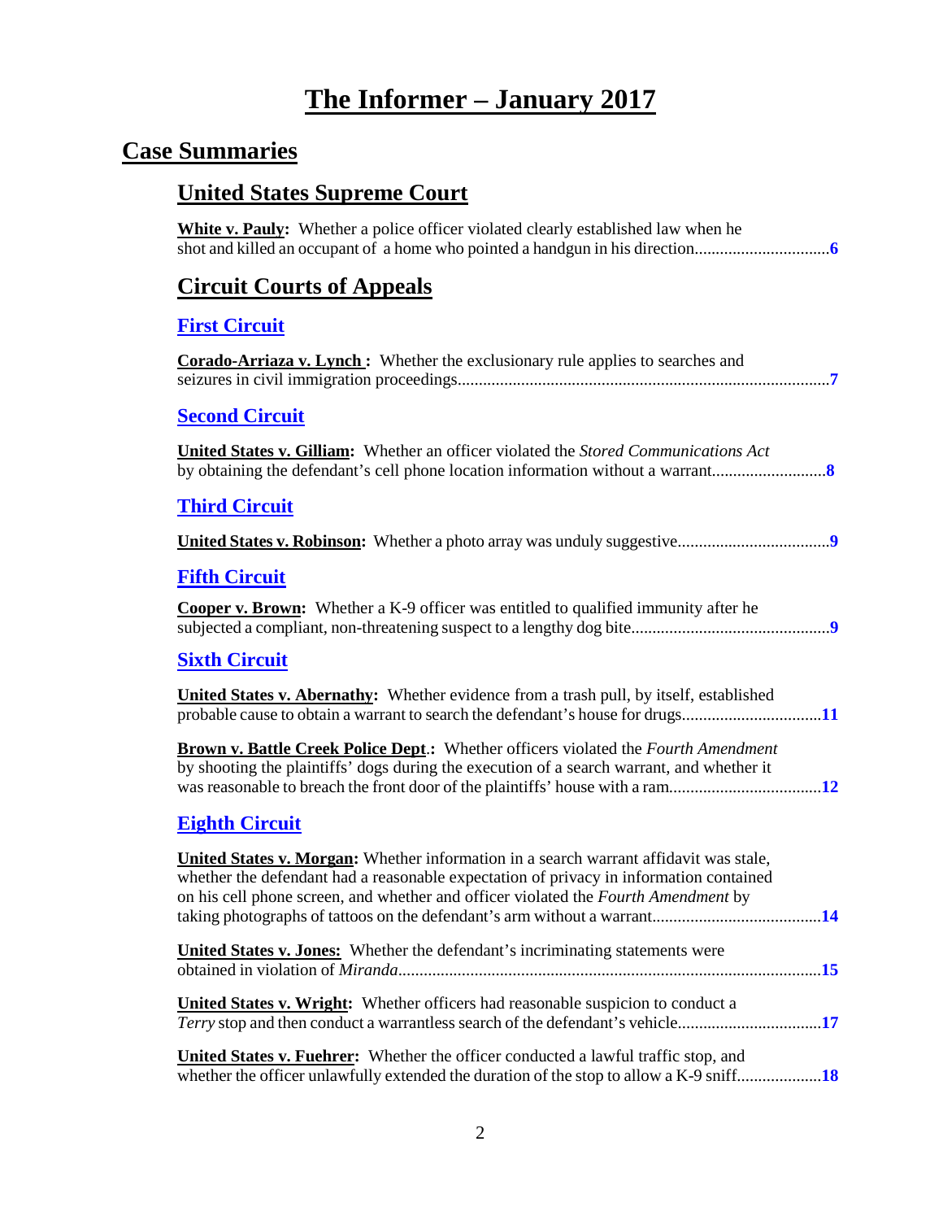# The Informer – January 2017

## Case Summaries

### United States Supreme Court

**White v. Pauly:** Whether a police officer violated clearly established law when he shot and killed an occupant of a home who pointed a handgun in his direction................................**6**

### Circuit Courts of Appeals

#### First Circuit

**Corado-Arriaza v. Lynch :** Whether the exclusionary rule applies to searches and seizures in civil immigration proceedings.......................................................................................**7**

#### Second Circuit

**United States v. Gilliam:** Whether an officer violated the *Stored Communications Act* by obtaining the defendant's cell phone location information without a warrant...........................**8**

#### Third Circuit

**United States v. Robinson:** Whether a photo array was unduly suggestive...................................**9**

#### Fifth Circuit

**Cooper v. Brown:** Whether a K-9 officer was entitled to qualified immunity after he subjected a compliant, non-threatening suspect to a lengthy dog bite..............................................**9**

#### Sixth Circuit

**United States v. Abernathy:** Whether evidence from a trash pull, by itself, established probable cause to obtain a warrant to search the defendant's house for drugs................................**11**

**Brown v. Battle Creek Police Dept.:** Whether officers violated the *Fourth Amendment* by shooting the plaintiffs' dogs during the execution of a search warrant, and whether it was reasonable to breach the front door of the plaintiffs' house with a ram...................................**12**

#### Eighth Circuit

**United States v. Morgan:** Whether information in a search warrant affidavit was stale, whether the defendant had a reasonable expectation of privacy in information contained on his cell phone screen, and whether and officer violated the *Fourth Amendment* by taking photographs of tattoos on the defendant's arm without a warrant.......................................**14**

**United States v. Jones:** Whether the defendant's incriminating statements were obtained in violation of *Miranda*..................................................................................................**15**

**United States v. Wright:** Whether officers had reasonable suspicion to conduct a *Terry* stop and then conduct a warrantless search of the defendant's vehicle.................................**17**

**United States v. Fuehrer:** Whether the officer conducted a lawful traffic stop, and whether the officer unlawfully extended the duration of the stop to allow a K-9 sniff...................**18**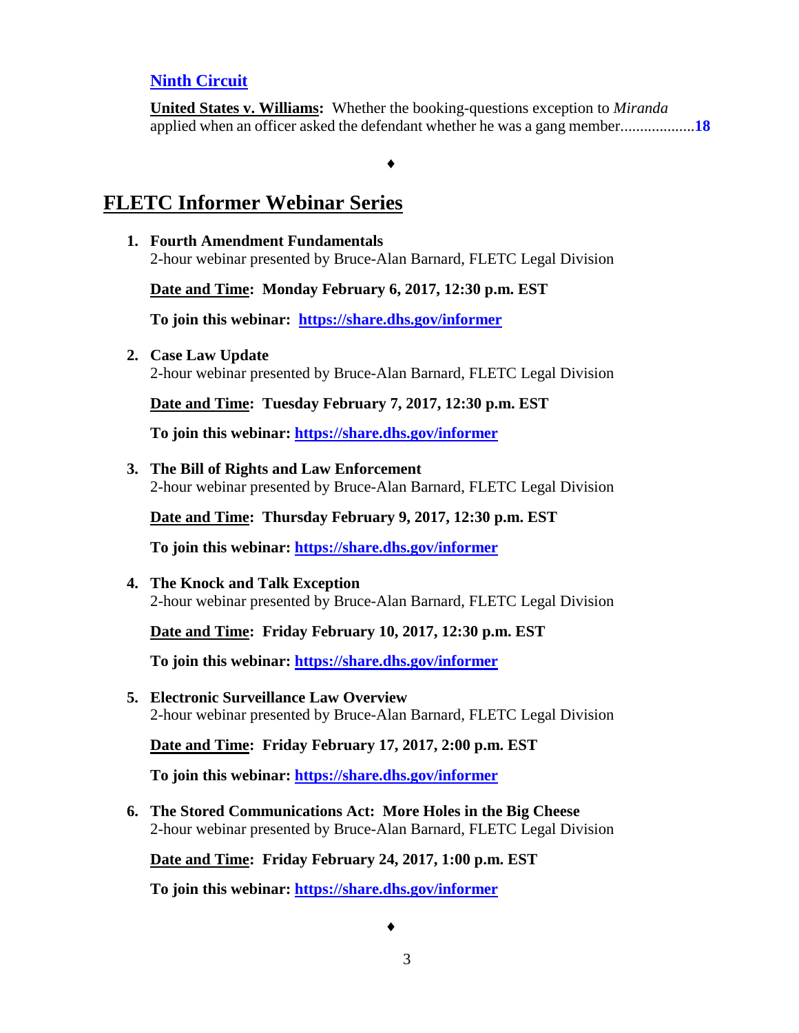**[Ninth Circuit](#)**

**United States v. Williams:** Whether the booking-questions exception to *Miranda* applied when an officer asked the defendant whether he was a gang member...................**18**

♦

# FLETC Informer Webinar Series

1. **Fourth Amendment Fundamentals**
   2-hour webinar presented by Bruce-Alan Barnard, FLETC Legal Division

   **Date and Time: Monday February 6, 2017, 12:30 p.m. EST**

   **To join this webinar: https://share.dhs.gov/informer**

2. **Case Law Update**
   2-hour webinar presented by Bruce-Alan Barnard, FLETC Legal Division

   **Date and Time: Tuesday February 7, 2017, 12:30 p.m. EST**

   **To join this webinar: https://share.dhs.gov/informer**

3. **The Bill of Rights and Law Enforcement**
   2-hour webinar presented by Bruce-Alan Barnard, FLETC Legal Division

   **Date and Time: Thursday February 9, 2017, 12:30 p.m. EST**

   **To join this webinar: https://share.dhs.gov/informer**

4. **The Knock and Talk Exception**
   2-hour webinar presented by Bruce-Alan Barnard, FLETC Legal Division

   **Date and Time: Friday February 10, 2017, 12:30 p.m. EST**

   **To join this webinar: https://share.dhs.gov/informer**

5. **Electronic Surveillance Law Overview**
   2-hour webinar presented by Bruce-Alan Barnard, FLETC Legal Division

   **Date and Time: Friday February 17, 2017, 2:00 p.m. EST**

   **To join this webinar: https://share.dhs.gov/informer**

6. **The Stored Communications Act: More Holes in the Big Cheese**
   2-hour webinar presented by Bruce-Alan Barnard, FLETC Legal Division

   **Date and Time: Friday February 24, 2017, 1:00 p.m. EST**

   **To join this webinar: https://share.dhs.gov/informer**

♦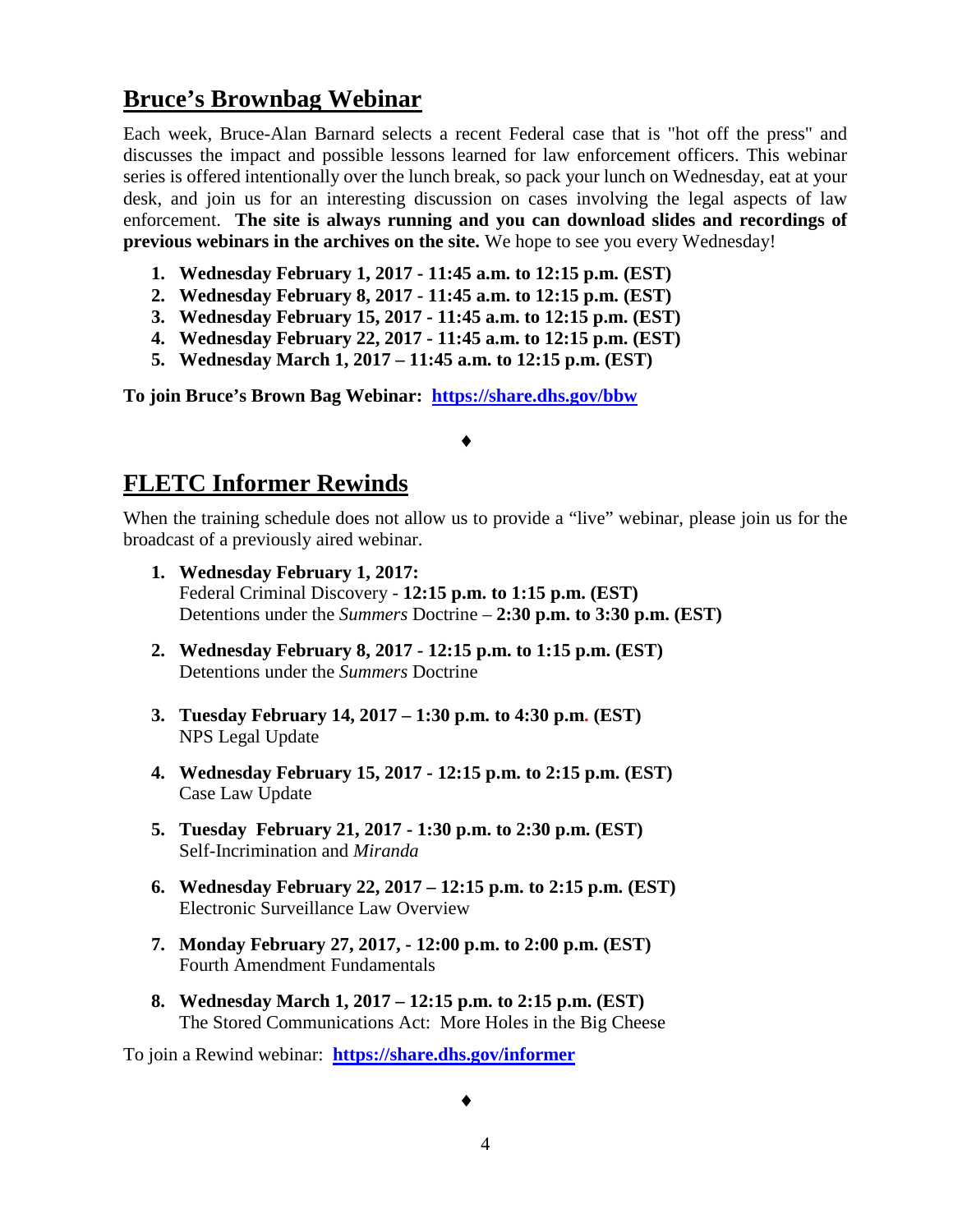## Bruce's Brownbag Webinar

Each week, Bruce-Alan Barnard selects a recent Federal case that is "hot off the press" and discusses the impact and possible lessons learned for law enforcement officers. This webinar series is offered intentionally over the lunch break, so pack your lunch on Wednesday, eat at your desk, and join us for an interesting discussion on cases involving the legal aspects of law enforcement. **The site is always running and you can download slides and recordings of previous webinars in the archives on the site.** We hope to see you every Wednesday!

1. **Wednesday February 1, 2017 - 11:45 a.m. to 12:15 p.m. (EST)**
2. **Wednesday February 8, 2017 - 11:45 a.m. to 12:15 p.m. (EST)**
3. **Wednesday February 15, 2017 - 11:45 a.m. to 12:15 p.m. (EST)**
4. **Wednesday February 22, 2017 - 11:45 a.m. to 12:15 p.m. (EST)**
5. **Wednesday March 1, 2017 – 11:45 a.m. to 12:15 p.m. (EST)**

**To join Bruce's Brown Bag Webinar: [https://share.dhs.gov/bbw](https://share.dhs.gov/bbw)**

♦

## FLETC Informer Rewinds

When the training schedule does not allow us to provide a "live" webinar, please join us for the broadcast of a previously aired webinar.

1. **Wednesday February 1, 2017:**
   Federal Criminal Discovery - **12:15 p.m. to 1:15 p.m. (EST)**
   Detentions under the *Summers* Doctrine – **2:30 p.m. to 3:30 p.m. (EST)**

2. **Wednesday February 8, 2017 - 12:15 p.m. to 1:15 p.m. (EST)**
   Detentions under the *Summers* Doctrine

3. **Tuesday February 14, 2017 – 1:30 p.m. to 4:30 p.m. (EST)**
   NPS Legal Update

4. **Wednesday February 15, 2017 - 12:15 p.m. to 2:15 p.m. (EST)**
   Case Law Update

5. **Tuesday February 21, 2017 - 1:30 p.m. to 2:30 p.m. (EST)**
   Self-Incrimination and *Miranda*

6. **Wednesday February 22, 2017 – 12:15 p.m. to 2:15 p.m. (EST)**
   Electronic Surveillance Law Overview

7. **Monday February 27, 2017, - 12:00 p.m. to 2:00 p.m. (EST)**
   Fourth Amendment Fundamentals

8. **Wednesday March 1, 2017 – 12:15 p.m. to 2:15 p.m. (EST)**
   The Stored Communications Act: More Holes in the Big Cheese

To join a Rewind webinar: **[https://share.dhs.gov/informer](https://share.dhs.gov/informer)**

♦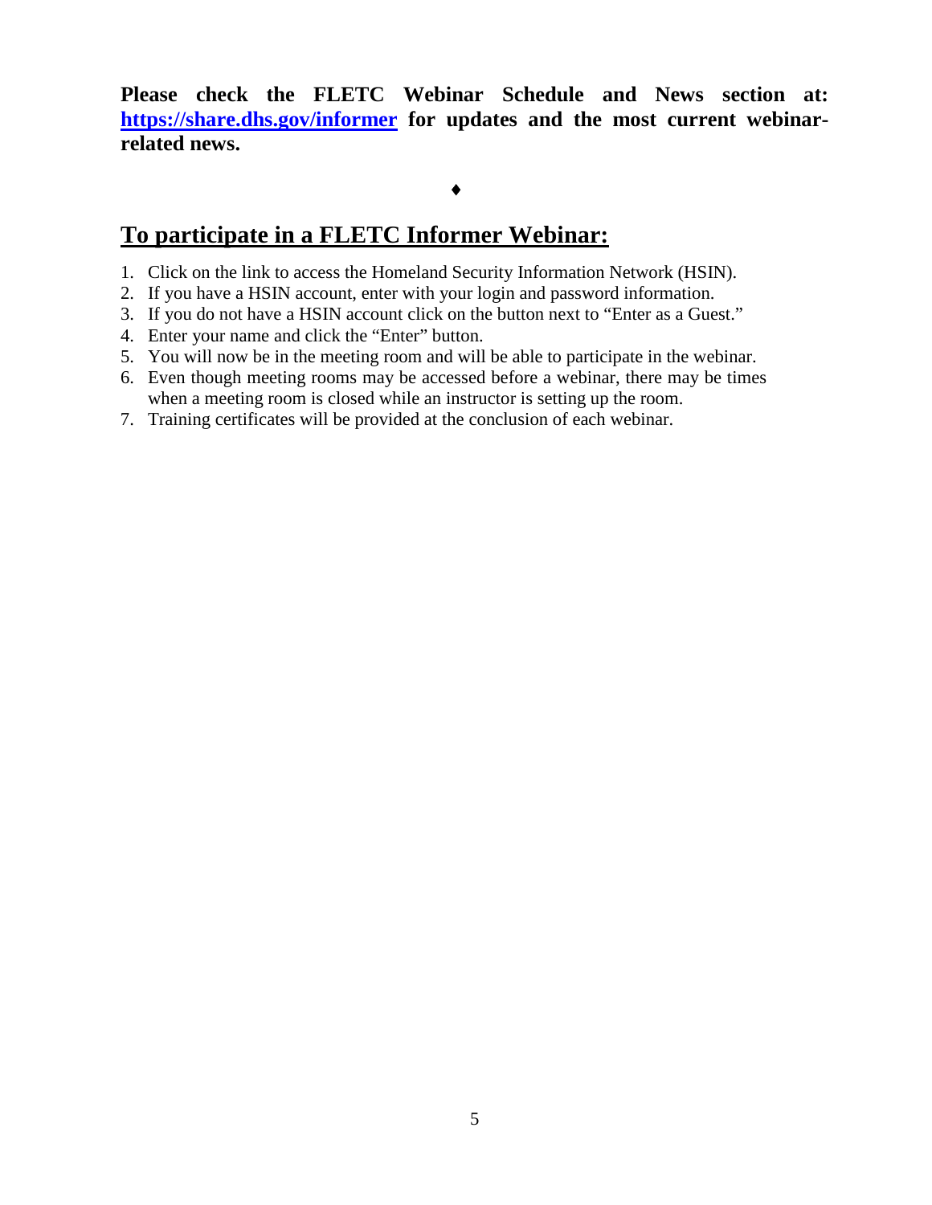**Please check the FLETC Webinar Schedule and News section at: [https://share.dhs.gov/informer](https://share.dhs.gov/informer) for updates and the most current webinar-related news.**

♦

## To participate in a FLETC Informer Webinar:

1. Click on the link to access the Homeland Security Information Network (HSIN).
2. If you have a HSIN account, enter with your login and password information.
3. If you do not have a HSIN account click on the button next to "Enter as a Guest."
4. Enter your name and click the "Enter" button.
5. You will now be in the meeting room and will be able to participate in the webinar.
6. Even though meeting rooms may be accessed before a webinar, there may be times when a meeting room is closed while an instructor is setting up the room.
7. Training certificates will be provided at the conclusion of each webinar.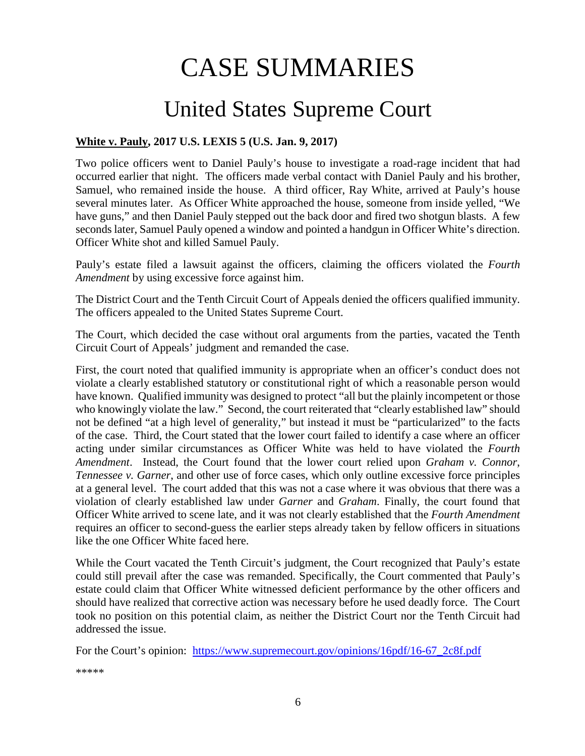# CASE SUMMARIES

## United States Supreme Court

**<u>White v. Pauly</u>, 2017 U.S. LEXIS 5 (U.S. Jan. 9, 2017)**

Two police officers went to Daniel Pauly's house to investigate a road-rage incident that had occurred earlier that night. The officers made verbal contact with Daniel Pauly and his brother, Samuel, who remained inside the house. A third officer, Ray White, arrived at Pauly's house several minutes later. As Officer White approached the house, someone from inside yelled, "We have guns," and then Daniel Pauly stepped out the back door and fired two shotgun blasts. A few seconds later, Samuel Pauly opened a window and pointed a handgun in Officer White's direction. Officer White shot and killed Samuel Pauly.

Pauly's estate filed a lawsuit against the officers, claiming the officers violated the *Fourth Amendment* by using excessive force against him.

The District Court and the Tenth Circuit Court of Appeals denied the officers qualified immunity. The officers appealed to the United States Supreme Court.

The Court, which decided the case without oral arguments from the parties, vacated the Tenth Circuit Court of Appeals' judgment and remanded the case.

First, the court noted that qualified immunity is appropriate when an officer's conduct does not violate a clearly established statutory or constitutional right of which a reasonable person would have known. Qualified immunity was designed to protect "all but the plainly incompetent or those who knowingly violate the law." Second, the court reiterated that "clearly established law" should not be defined "at a high level of generality," but instead it must be "particularized" to the facts of the case. Third, the Court stated that the lower court failed to identify a case where an officer acting under similar circumstances as Officer White was held to have violated the *Fourth Amendment*. Instead, the Court found that the lower court relied upon *Graham v. Connor*, *Tennessee v. Garner*, and other use of force cases, which only outline excessive force principles at a general level. The court added that this was not a case where it was obvious that there was a violation of clearly established law under *Garner* and *Graham*. Finally, the court found that Officer White arrived to scene late, and it was not clearly established that the *Fourth Amendment* requires an officer to second-guess the earlier steps already taken by fellow officers in situations like the one Officer White faced here.

While the Court vacated the Tenth Circuit's judgment, the Court recognized that Pauly's estate could still prevail after the case was remanded. Specifically, the Court commented that Pauly's estate could claim that Officer White witnessed deficient performance by the other officers and should have realized that corrective action was necessary before he used deadly force. The Court took no position on this potential claim, as neither the District Court nor the Tenth Circuit had addressed the issue.

For the Court's opinion: [https://www.supremecourt.gov/opinions/16pdf/16-67_2c8f.pdf](https://www.supremecourt.gov/opinions/16pdf/16-67_2c8f.pdf)

*****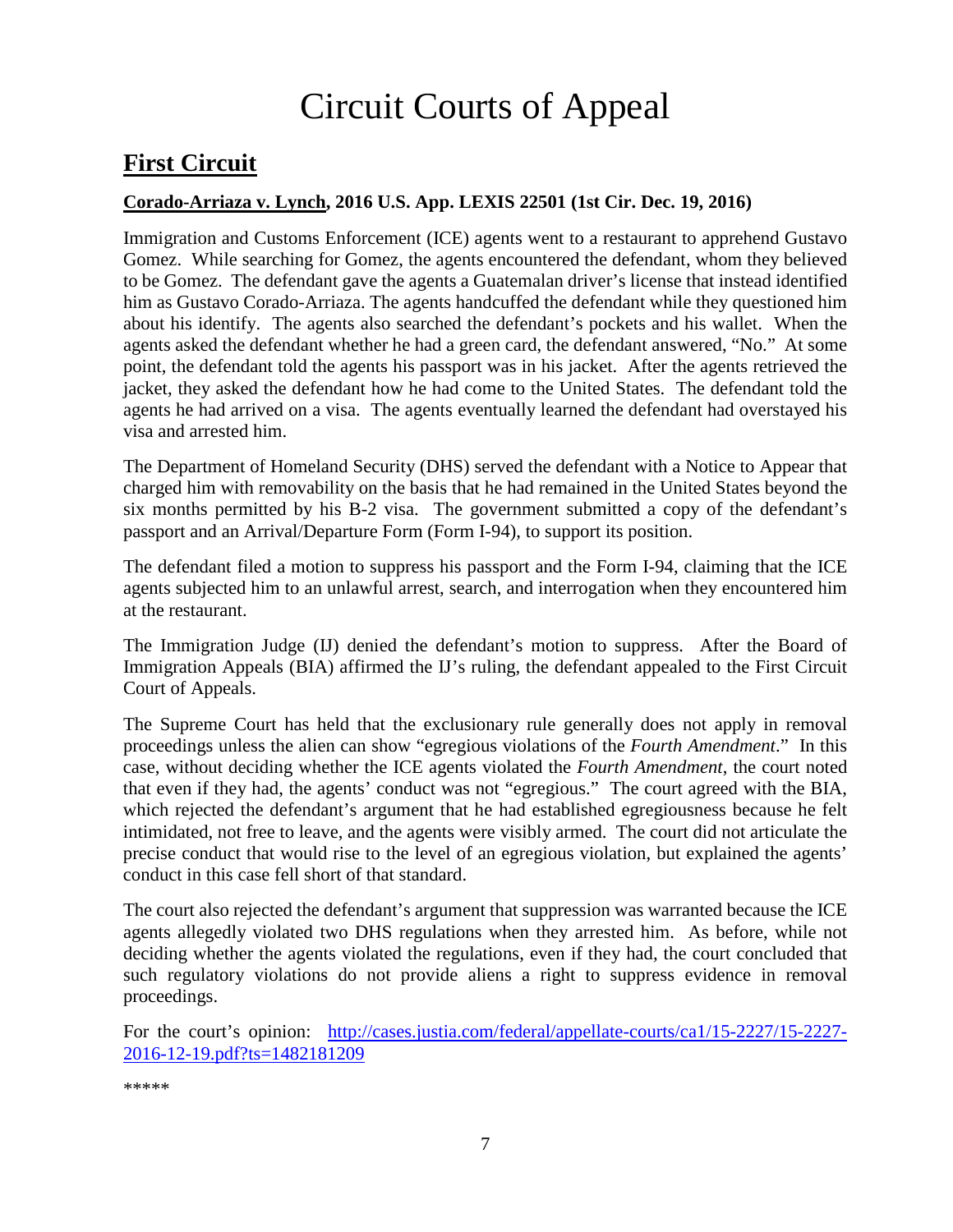# Circuit Courts of Appeal

## First Circuit

### Corado-Arriaza v. Lynch, 2016 U.S. App. LEXIS 22501 (1st Cir. Dec. 19, 2016)

Immigration and Customs Enforcement (ICE) agents went to a restaurant to apprehend Gustavo Gomez. While searching for Gomez, the agents encountered the defendant, whom they believed to be Gomez. The defendant gave the agents a Guatemalan driver's license that instead identified him as Gustavo Corado-Arriaza. The agents handcuffed the defendant while they questioned him about his identify. The agents also searched the defendant's pockets and his wallet. When the agents asked the defendant whether he had a green card, the defendant answered, "No." At some point, the defendant told the agents his passport was in his jacket. After the agents retrieved the jacket, they asked the defendant how he had come to the United States. The defendant told the agents he had arrived on a visa. The agents eventually learned the defendant had overstayed his visa and arrested him.

The Department of Homeland Security (DHS) served the defendant with a Notice to Appear that charged him with removability on the basis that he had remained in the United States beyond the six months permitted by his B-2 visa. The government submitted a copy of the defendant's passport and an Arrival/Departure Form (Form I-94), to support its position.

The defendant filed a motion to suppress his passport and the Form I-94, claiming that the ICE agents subjected him to an unlawful arrest, search, and interrogation when they encountered him at the restaurant.

The Immigration Judge (IJ) denied the defendant's motion to suppress. After the Board of Immigration Appeals (BIA) affirmed the IJ's ruling, the defendant appealed to the First Circuit Court of Appeals.

The Supreme Court has held that the exclusionary rule generally does not apply in removal proceedings unless the alien can show "egregious violations of the *Fourth Amendment*." In this case, without deciding whether the ICE agents violated the *Fourth Amendment*, the court noted that even if they had, the agents' conduct was not "egregious." The court agreed with the BIA, which rejected the defendant's argument that he had established egregiousness because he felt intimidated, not free to leave, and the agents were visibly armed. The court did not articulate the precise conduct that would rise to the level of an egregious violation, but explained the agents' conduct in this case fell short of that standard.

The court also rejected the defendant's argument that suppression was warranted because the ICE agents allegedly violated two DHS regulations when they arrested him. As before, while not deciding whether the agents violated the regulations, even if they had, the court concluded that such regulatory violations do not provide aliens a right to suppress evidence in removal proceedings.

For the court's opinion: [http://cases.justia.com/federal/appellate-courts/ca1/15-2227/15-2227-2016-12-19.pdf?ts=1482181209](http://cases.justia.com/federal/appellate-courts/ca1/15-2227/15-2227-2016-12-19.pdf?ts=1482181209)

*****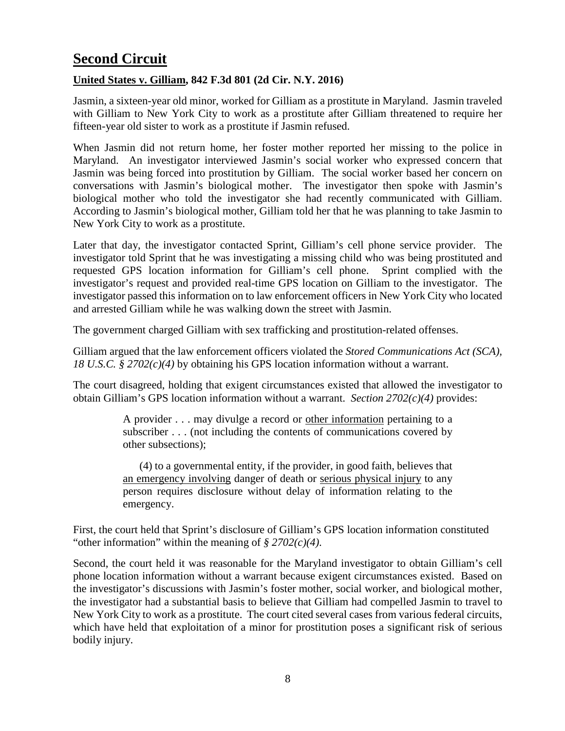## Second Circuit

**United States v. Gilliam, 842 F.3d 801 (2d Cir. N.Y. 2016)**

Jasmin, a sixteen-year old minor, worked for Gilliam as a prostitute in Maryland. Jasmin traveled with Gilliam to New York City to work as a prostitute after Gilliam threatened to require her fifteen-year old sister to work as a prostitute if Jasmin refused.

When Jasmin did not return home, her foster mother reported her missing to the police in Maryland. An investigator interviewed Jasmin's social worker who expressed concern that Jasmin was being forced into prostitution by Gilliam. The social worker based her concern on conversations with Jasmin's biological mother. The investigator then spoke with Jasmin's biological mother who told the investigator she had recently communicated with Gilliam. According to Jasmin's biological mother, Gilliam told her that he was planning to take Jasmin to New York City to work as a prostitute.

Later that day, the investigator contacted Sprint, Gilliam's cell phone service provider. The investigator told Sprint that he was investigating a missing child who was being prostituted and requested GPS location information for Gilliam's cell phone. Sprint complied with the investigator's request and provided real-time GPS location on Gilliam to the investigator. The investigator passed this information on to law enforcement officers in New York City who located and arrested Gilliam while he was walking down the street with Jasmin.

The government charged Gilliam with sex trafficking and prostitution-related offenses.

Gilliam argued that the law enforcement officers violated the *Stored Communications Act (SCA), 18 U.S.C. § 2702(c)(4)* by obtaining his GPS location information without a warrant.

The court disagreed, holding that exigent circumstances existed that allowed the investigator to obtain Gilliam's GPS location information without a warrant. *Section 2702(c)(4)* provides:

> A provider . . . may divulge a record or other information pertaining to a subscriber . . . (not including the contents of communications covered by other subsections);
>
> (4) to a governmental entity, if the provider, in good faith, believes that an emergency involving danger of death or serious physical injury to any person requires disclosure without delay of information relating to the emergency.

First, the court held that Sprint's disclosure of Gilliam's GPS location information constituted "other information" within the meaning of *§ 2702(c)(4)*.

Second, the court held it was reasonable for the Maryland investigator to obtain Gilliam's cell phone location information without a warrant because exigent circumstances existed. Based on the investigator's discussions with Jasmin's foster mother, social worker, and biological mother, the investigator had a substantial basis to believe that Gilliam had compelled Jasmin to travel to New York City to work as a prostitute. The court cited several cases from various federal circuits, which have held that exploitation of a minor for prostitution poses a significant risk of serious bodily injury.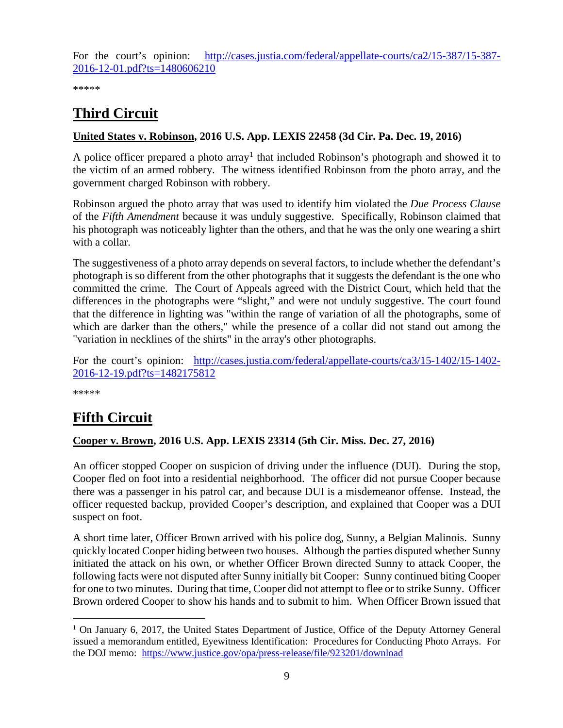For the court's opinion: [http://cases.justia.com/federal/appellate-courts/ca2/15-387/15-387-2016-12-01.pdf?ts=1480606210](http://cases.justia.com/federal/appellate-courts/ca2/15-387/15-387-2016-12-01.pdf?ts=1480606210)

*****

# Third Circuit

**United States v. Robinson, 2016 U.S. App. LEXIS 22458 (3d Cir. Pa. Dec. 19, 2016)**

A police officer prepared a photo array[1] that included Robinson's photograph and showed it to the victim of an armed robbery. The witness identified Robinson from the photo array, and the government charged Robinson with robbery.

Robinson argued the photo array that was used to identify him violated the *Due Process Clause* of the *Fifth Amendment* because it was unduly suggestive. Specifically, Robinson claimed that his photograph was noticeably lighter than the others, and that he was the only one wearing a shirt with a collar.

The suggestiveness of a photo array depends on several factors, to include whether the defendant's photograph is so different from the other photographs that it suggests the defendant is the one who committed the crime. The Court of Appeals agreed with the District Court, which held that the differences in the photographs were "slight," and were not unduly suggestive. The court found that the difference in lighting was "within the range of variation of all the photographs, some of which are darker than the others," while the presence of a collar did not stand out among the "variation in necklines of the shirts" in the array's other photographs.

For the court's opinion: [http://cases.justia.com/federal/appellate-courts/ca3/15-1402/15-1402-2016-12-19.pdf?ts=1482175812](http://cases.justia.com/federal/appellate-courts/ca3/15-1402/15-1402-2016-12-19.pdf?ts=1482175812)

*****

# Fifth Circuit

**Cooper v. Brown, 2016 U.S. App. LEXIS 23314 (5th Cir. Miss. Dec. 27, 2016)**

An officer stopped Cooper on suspicion of driving under the influence (DUI). During the stop, Cooper fled on foot into a residential neighborhood. The officer did not pursue Cooper because there was a passenger in his patrol car, and because DUI is a misdemeanor offense. Instead, the officer requested backup, provided Cooper's description, and explained that Cooper was a DUI suspect on foot.

A short time later, Officer Brown arrived with his police dog, Sunny, a Belgian Malinois. Sunny quickly located Cooper hiding between two houses. Although the parties disputed whether Sunny initiated the attack on his own, or whether Officer Brown directed Sunny to attack Cooper, the following facts were not disputed after Sunny initially bit Cooper: Sunny continued biting Cooper for one to two minutes. During that time, Cooper did not attempt to flee or to strike Sunny. Officer Brown ordered Cooper to show his hands and to submit to him. When Officer Brown issued that

[1] On January 6, 2017, the United States Department of Justice, Office of the Deputy Attorney General issued a memorandum entitled, Eyewitness Identification: Procedures for Conducting Photo Arrays. For the DOJ memo: [https://www.justice.gov/opa/press-release/file/923201/download](https://www.justice.gov/opa/press-release/file/923201/download)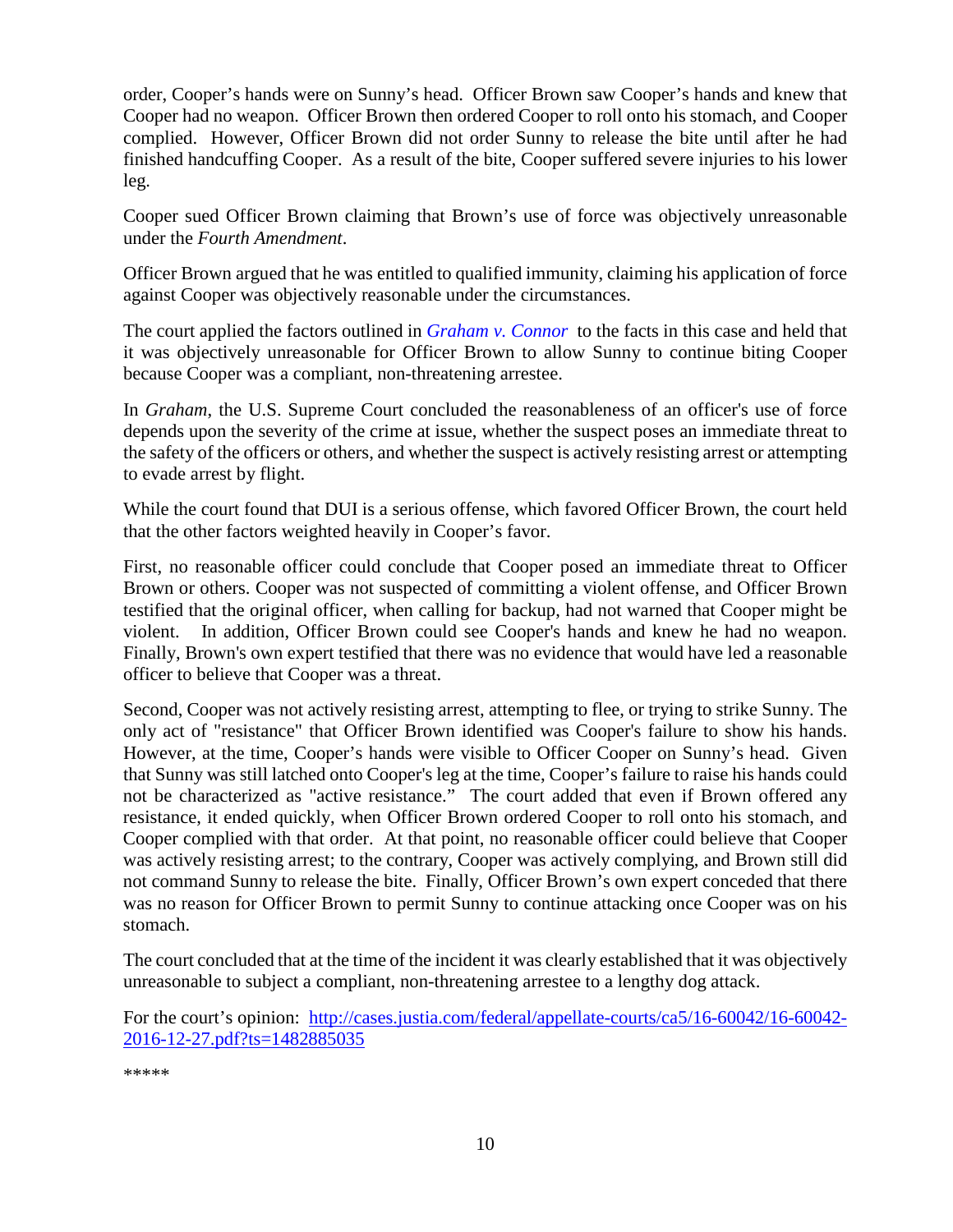order, Cooper's hands were on Sunny's head. Officer Brown saw Cooper's hands and knew that Cooper had no weapon. Officer Brown then ordered Cooper to roll onto his stomach, and Cooper complied. However, Officer Brown did not order Sunny to release the bite until after he had finished handcuffing Cooper. As a result of the bite, Cooper suffered severe injuries to his lower leg.

Cooper sued Officer Brown claiming that Brown's use of force was objectively unreasonable under the *Fourth Amendment*.

Officer Brown argued that he was entitled to qualified immunity, claiming his application of force against Cooper was objectively reasonable under the circumstances.

The court applied the factors outlined in *Graham v. Connor* to the facts in this case and held that it was objectively unreasonable for Officer Brown to allow Sunny to continue biting Cooper because Cooper was a compliant, non-threatening arrestee.

In *Graham*, the U.S. Supreme Court concluded the reasonableness of an officer's use of force depends upon the severity of the crime at issue, whether the suspect poses an immediate threat to the safety of the officers or others, and whether the suspect is actively resisting arrest or attempting to evade arrest by flight.

While the court found that DUI is a serious offense, which favored Officer Brown, the court held that the other factors weighted heavily in Cooper's favor.

First, no reasonable officer could conclude that Cooper posed an immediate threat to Officer Brown or others. Cooper was not suspected of committing a violent offense, and Officer Brown testified that the original officer, when calling for backup, had not warned that Cooper might be violent. In addition, Officer Brown could see Cooper's hands and knew he had no weapon. Finally, Brown's own expert testified that there was no evidence that would have led a reasonable officer to believe that Cooper was a threat.

Second, Cooper was not actively resisting arrest, attempting to flee, or trying to strike Sunny. The only act of "resistance" that Officer Brown identified was Cooper's failure to show his hands. However, at the time, Cooper's hands were visible to Officer Cooper on Sunny's head. Given that Sunny was still latched onto Cooper's leg at the time, Cooper's failure to raise his hands could not be characterized as "active resistance." The court added that even if Brown offered any resistance, it ended quickly, when Officer Brown ordered Cooper to roll onto his stomach, and Cooper complied with that order. At that point, no reasonable officer could believe that Cooper was actively resisting arrest; to the contrary, Cooper was actively complying, and Brown still did not command Sunny to release the bite. Finally, Officer Brown's own expert conceded that there was no reason for Officer Brown to permit Sunny to continue attacking once Cooper was on his stomach.

The court concluded that at the time of the incident it was clearly established that it was objectively unreasonable to subject a compliant, non-threatening arrestee to a lengthy dog attack.

For the court's opinion: [http://cases.justia.com/federal/appellate-courts/ca5/16-60042/16-60042-2016-12-27.pdf?ts=1482885035](http://cases.justia.com/federal/appellate-courts/ca5/16-60042/16-60042-2016-12-27.pdf?ts=1482885035)

*****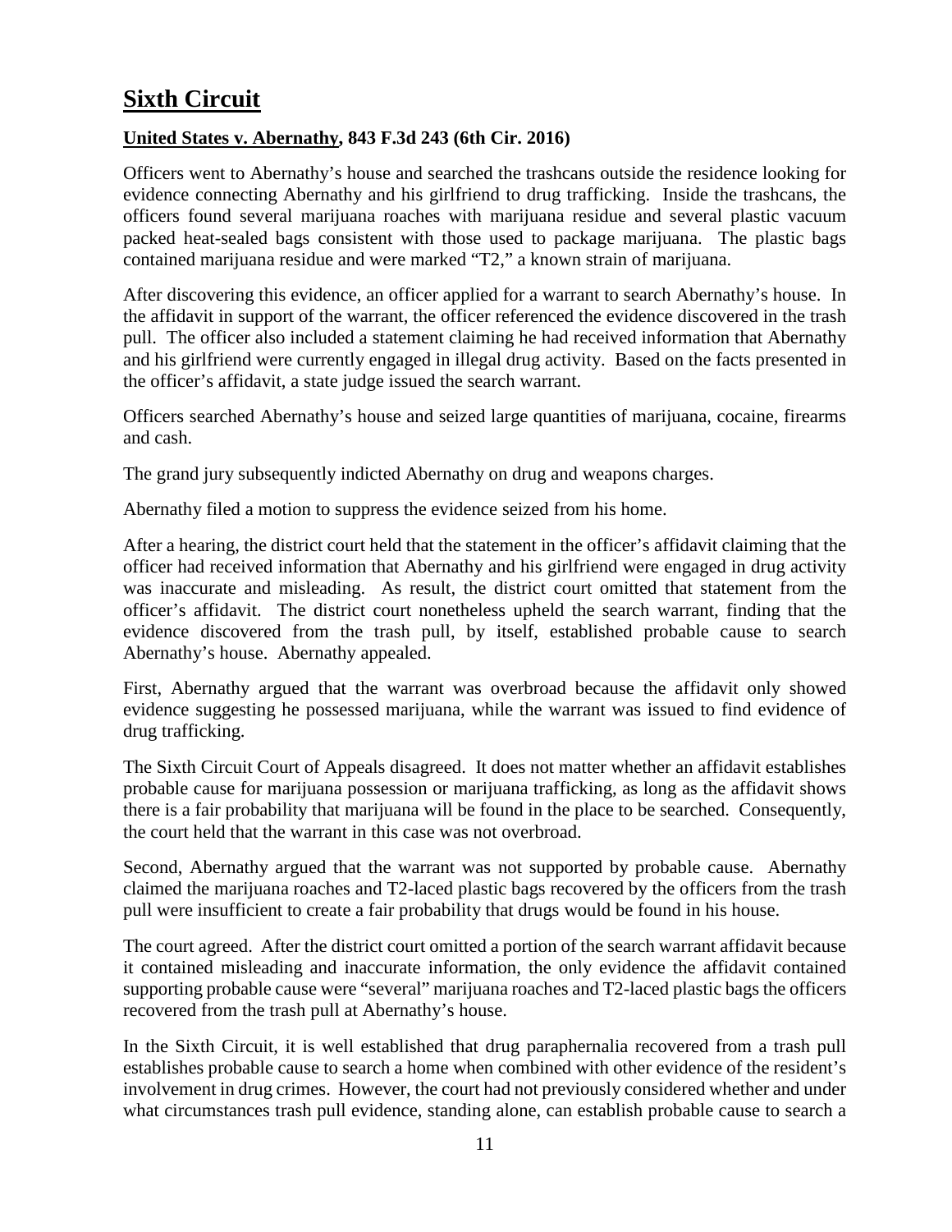# Sixth Circuit

## United States v. Abernathy, 843 F.3d 243 (6th Cir. 2016)

Officers went to Abernathy's house and searched the trashcans outside the residence looking for evidence connecting Abernathy and his girlfriend to drug trafficking. Inside the trashcans, the officers found several marijuana roaches with marijuana residue and several plastic vacuum packed heat-sealed bags consistent with those used to package marijuana. The plastic bags contained marijuana residue and were marked "T2," a known strain of marijuana.

After discovering this evidence, an officer applied for a warrant to search Abernathy's house. In the affidavit in support of the warrant, the officer referenced the evidence discovered in the trash pull. The officer also included a statement claiming he had received information that Abernathy and his girlfriend were currently engaged in illegal drug activity. Based on the facts presented in the officer's affidavit, a state judge issued the search warrant.

Officers searched Abernathy's house and seized large quantities of marijuana, cocaine, firearms and cash.

The grand jury subsequently indicted Abernathy on drug and weapons charges.

Abernathy filed a motion to suppress the evidence seized from his home.

After a hearing, the district court held that the statement in the officer's affidavit claiming that the officer had received information that Abernathy and his girlfriend were engaged in drug activity was inaccurate and misleading. As result, the district court omitted that statement from the officer's affidavit. The district court nonetheless upheld the search warrant, finding that the evidence discovered from the trash pull, by itself, established probable cause to search Abernathy's house. Abernathy appealed.

First, Abernathy argued that the warrant was overbroad because the affidavit only showed evidence suggesting he possessed marijuana, while the warrant was issued to find evidence of drug trafficking.

The Sixth Circuit Court of Appeals disagreed. It does not matter whether an affidavit establishes probable cause for marijuana possession or marijuana trafficking, as long as the affidavit shows there is a fair probability that marijuana will be found in the place to be searched. Consequently, the court held that the warrant in this case was not overbroad.

Second, Abernathy argued that the warrant was not supported by probable cause. Abernathy claimed the marijuana roaches and T2-laced plastic bags recovered by the officers from the trash pull were insufficient to create a fair probability that drugs would be found in his house.

The court agreed. After the district court omitted a portion of the search warrant affidavit because it contained misleading and inaccurate information, the only evidence the affidavit contained supporting probable cause were "several" marijuana roaches and T2-laced plastic bags the officers recovered from the trash pull at Abernathy's house.

In the Sixth Circuit, it is well established that drug paraphernalia recovered from a trash pull establishes probable cause to search a home when combined with other evidence of the resident's involvement in drug crimes. However, the court had not previously considered whether and under what circumstances trash pull evidence, standing alone, can establish probable cause to search a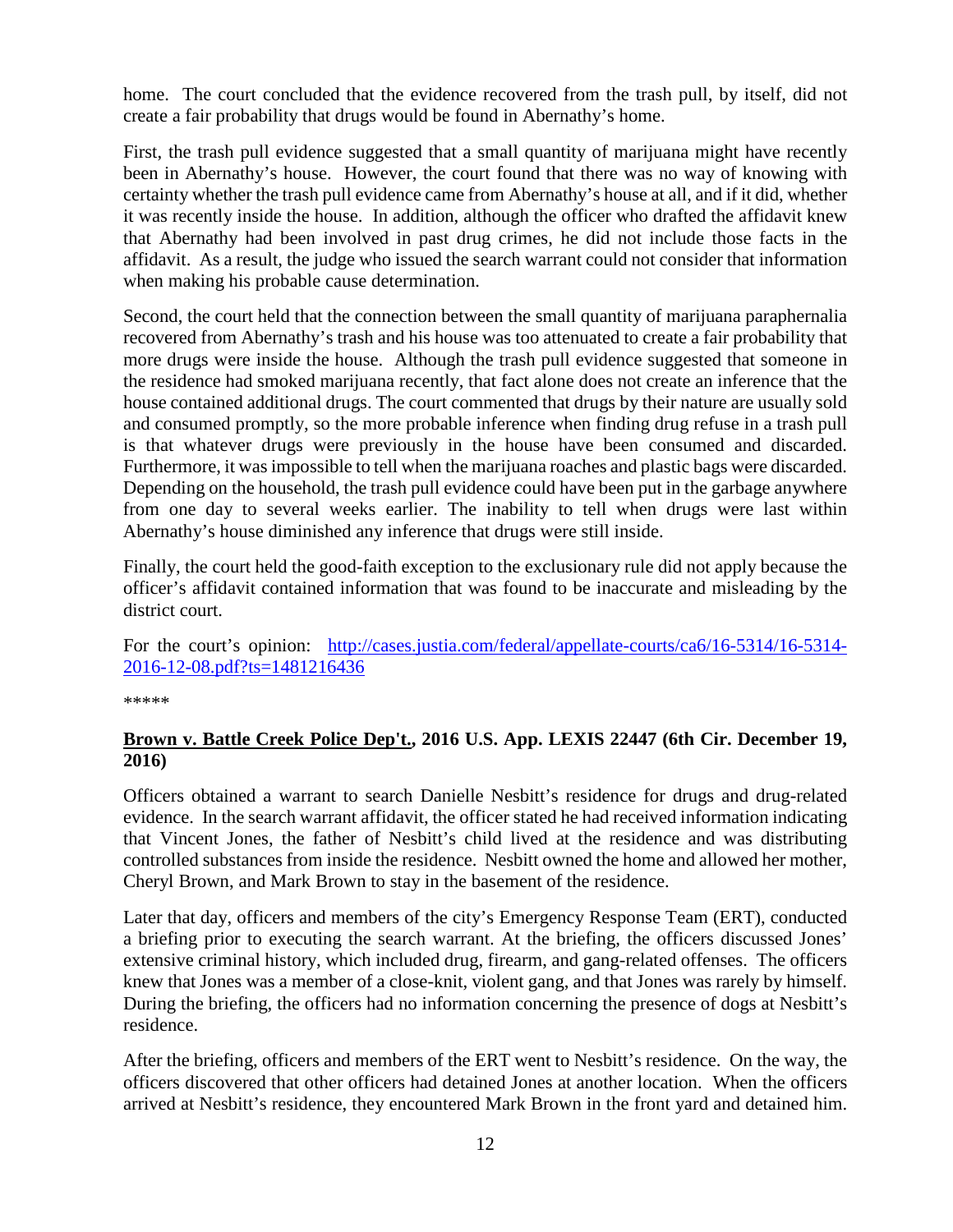home. The court concluded that the evidence recovered from the trash pull, by itself, did not create a fair probability that drugs would be found in Abernathy's home.

First, the trash pull evidence suggested that a small quantity of marijuana might have recently been in Abernathy's house. However, the court found that there was no way of knowing with certainty whether the trash pull evidence came from Abernathy's house at all, and if it did, whether it was recently inside the house. In addition, although the officer who drafted the affidavit knew that Abernathy had been involved in past drug crimes, he did not include those facts in the affidavit. As a result, the judge who issued the search warrant could not consider that information when making his probable cause determination.

Second, the court held that the connection between the small quantity of marijuana paraphernalia recovered from Abernathy's trash and his house was too attenuated to create a fair probability that more drugs were inside the house. Although the trash pull evidence suggested that someone in the residence had smoked marijuana recently, that fact alone does not create an inference that the house contained additional drugs. The court commented that drugs by their nature are usually sold and consumed promptly, so the more probable inference when finding drug refuse in a trash pull is that whatever drugs were previously in the house have been consumed and discarded. Furthermore, it was impossible to tell when the marijuana roaches and plastic bags were discarded. Depending on the household, the trash pull evidence could have been put in the garbage anywhere from one day to several weeks earlier. The inability to tell when drugs were last within Abernathy's house diminished any inference that drugs were still inside.

Finally, the court held the good-faith exception to the exclusionary rule did not apply because the officer's affidavit contained information that was found to be inaccurate and misleading by the district court.

For the court's opinion: [http://cases.justia.com/federal/appellate-courts/ca6/16-5314/16-5314-2016-12-08.pdf?ts=1481216436](http://cases.justia.com/federal/appellate-courts/ca6/16-5314/16-5314-2016-12-08.pdf?ts=1481216436)

*****

**Brown v. Battle Creek Police Dep't., 2016 U.S. App. LEXIS 22447 (6th Cir. December 19, 2016)**

Officers obtained a warrant to search Danielle Nesbitt's residence for drugs and drug-related evidence. In the search warrant affidavit, the officer stated he had received information indicating that Vincent Jones, the father of Nesbitt's child lived at the residence and was distributing controlled substances from inside the residence. Nesbitt owned the home and allowed her mother, Cheryl Brown, and Mark Brown to stay in the basement of the residence.

Later that day, officers and members of the city's Emergency Response Team (ERT), conducted a briefing prior to executing the search warrant. At the briefing, the officers discussed Jones' extensive criminal history, which included drug, firearm, and gang-related offenses. The officers knew that Jones was a member of a close-knit, violent gang, and that Jones was rarely by himself. During the briefing, the officers had no information concerning the presence of dogs at Nesbitt's residence.

After the briefing, officers and members of the ERT went to Nesbitt's residence. On the way, the officers discovered that other officers had detained Jones at another location. When the officers arrived at Nesbitt's residence, they encountered Mark Brown in the front yard and detained him.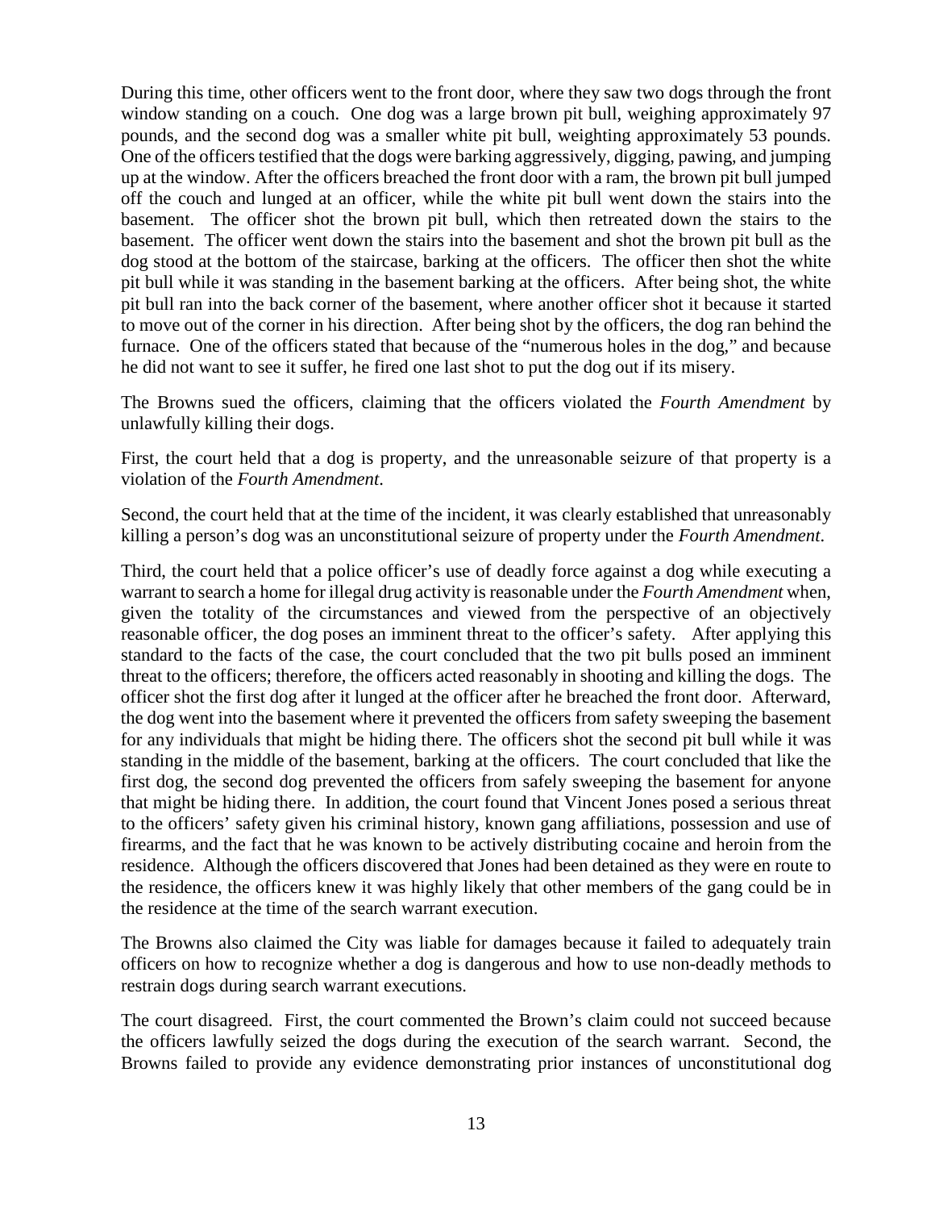During this time, other officers went to the front door, where they saw two dogs through the front window standing on a couch. One dog was a large brown pit bull, weighing approximately 97 pounds, and the second dog was a smaller white pit bull, weighting approximately 53 pounds. One of the officers testified that the dogs were barking aggressively, digging, pawing, and jumping up at the window. After the officers breached the front door with a ram, the brown pit bull jumped off the couch and lunged at an officer, while the white pit bull went down the stairs into the basement. The officer shot the brown pit bull, which then retreated down the stairs to the basement. The officer went down the stairs into the basement and shot the brown pit bull as the dog stood at the bottom of the staircase, barking at the officers. The officer then shot the white pit bull while it was standing in the basement barking at the officers. After being shot, the white pit bull ran into the back corner of the basement, where another officer shot it because it started to move out of the corner in his direction. After being shot by the officers, the dog ran behind the furnace. One of the officers stated that because of the "numerous holes in the dog," and because he did not want to see it suffer, he fired one last shot to put the dog out if its misery.

The Browns sued the officers, claiming that the officers violated the *Fourth Amendment* by unlawfully killing their dogs.

First, the court held that a dog is property, and the unreasonable seizure of that property is a violation of the *Fourth Amendment*.

Second, the court held that at the time of the incident, it was clearly established that unreasonably killing a person's dog was an unconstitutional seizure of property under the *Fourth Amendment*.

Third, the court held that a police officer's use of deadly force against a dog while executing a warrant to search a home for illegal drug activity is reasonable under the *Fourth Amendment* when, given the totality of the circumstances and viewed from the perspective of an objectively reasonable officer, the dog poses an imminent threat to the officer's safety. After applying this standard to the facts of the case, the court concluded that the two pit bulls posed an imminent threat to the officers; therefore, the officers acted reasonably in shooting and killing the dogs. The officer shot the first dog after it lunged at the officer after he breached the front door. Afterward, the dog went into the basement where it prevented the officers from safety sweeping the basement for any individuals that might be hiding there. The officers shot the second pit bull while it was standing in the middle of the basement, barking at the officers. The court concluded that like the first dog, the second dog prevented the officers from safely sweeping the basement for anyone that might be hiding there. In addition, the court found that Vincent Jones posed a serious threat to the officers' safety given his criminal history, known gang affiliations, possession and use of firearms, and the fact that he was known to be actively distributing cocaine and heroin from the residence. Although the officers discovered that Jones had been detained as they were en route to the residence, the officers knew it was highly likely that other members of the gang could be in the residence at the time of the search warrant execution.

The Browns also claimed the City was liable for damages because it failed to adequately train officers on how to recognize whether a dog is dangerous and how to use non-deadly methods to restrain dogs during search warrant executions.

The court disagreed. First, the court commented the Brown's claim could not succeed because the officers lawfully seized the dogs during the execution of the search warrant. Second, the Browns failed to provide any evidence demonstrating prior instances of unconstitutional dog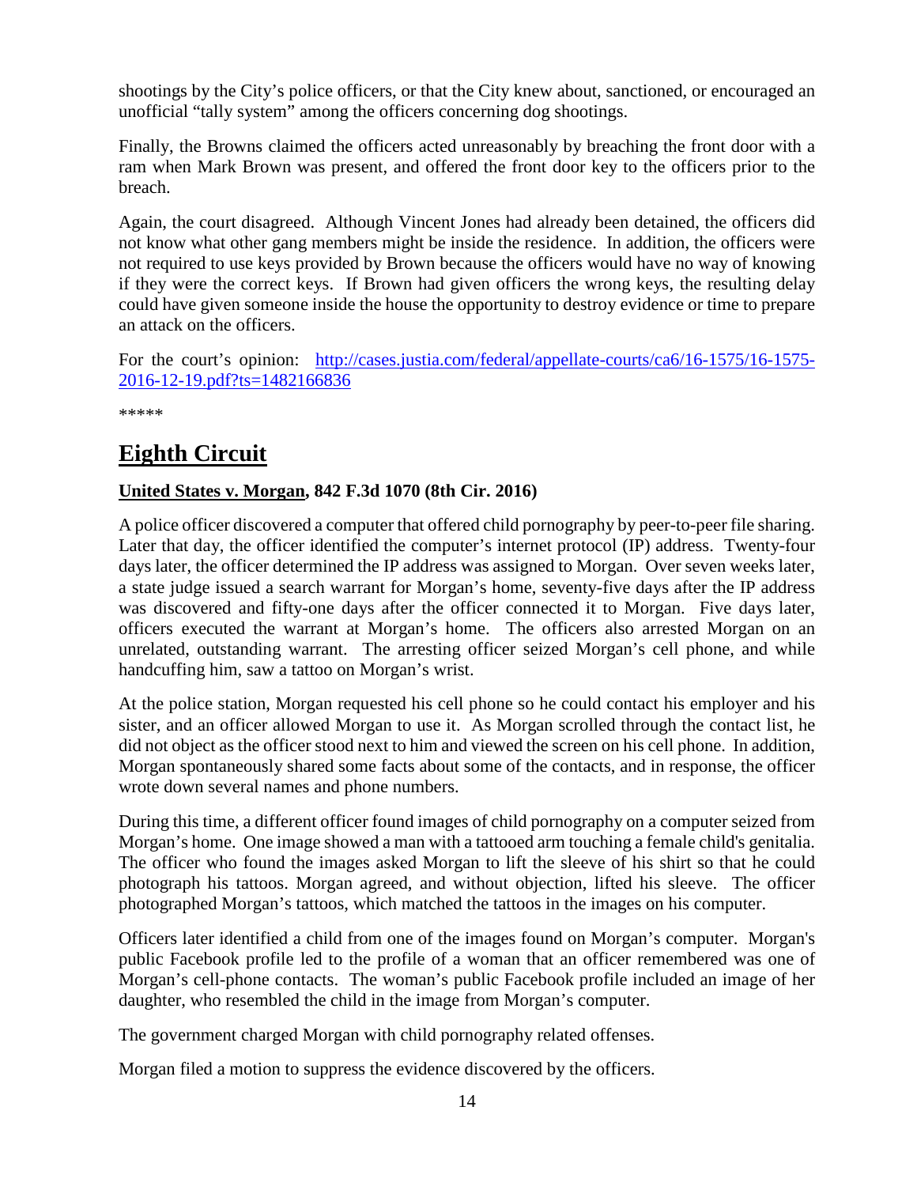shootings by the City's police officers, or that the City knew about, sanctioned, or encouraged an unofficial "tally system" among the officers concerning dog shootings.

Finally, the Browns claimed the officers acted unreasonably by breaching the front door with a ram when Mark Brown was present, and offered the front door key to the officers prior to the breach.

Again, the court disagreed. Although Vincent Jones had already been detained, the officers did not know what other gang members might be inside the residence. In addition, the officers were not required to use keys provided by Brown because the officers would have no way of knowing if they were the correct keys. If Brown had given officers the wrong keys, the resulting delay could have given someone inside the house the opportunity to destroy evidence or time to prepare an attack on the officers.

For the court's opinion: [http://cases.justia.com/federal/appellate-courts/ca6/16-1575/16-1575-2016-12-19.pdf?ts=1482166836](http://cases.justia.com/federal/appellate-courts/ca6/16-1575/16-1575-2016-12-19.pdf?ts=1482166836)

*****

# Eighth Circuit

**United States v. Morgan, 842 F.3d 1070 (8th Cir. 2016)**

A police officer discovered a computer that offered child pornography by peer-to-peer file sharing. Later that day, the officer identified the computer's internet protocol (IP) address. Twenty-four days later, the officer determined the IP address was assigned to Morgan. Over seven weeks later, a state judge issued a search warrant for Morgan's home, seventy-five days after the IP address was discovered and fifty-one days after the officer connected it to Morgan. Five days later, officers executed the warrant at Morgan's home. The officers also arrested Morgan on an unrelated, outstanding warrant. The arresting officer seized Morgan's cell phone, and while handcuffing him, saw a tattoo on Morgan's wrist.

At the police station, Morgan requested his cell phone so he could contact his employer and his sister, and an officer allowed Morgan to use it. As Morgan scrolled through the contact list, he did not object as the officer stood next to him and viewed the screen on his cell phone. In addition, Morgan spontaneously shared some facts about some of the contacts, and in response, the officer wrote down several names and phone numbers.

During this time, a different officer found images of child pornography on a computer seized from Morgan's home. One image showed a man with a tattooed arm touching a female child's genitalia. The officer who found the images asked Morgan to lift the sleeve of his shirt so that he could photograph his tattoos. Morgan agreed, and without objection, lifted his sleeve. The officer photographed Morgan's tattoos, which matched the tattoos in the images on his computer.

Officers later identified a child from one of the images found on Morgan's computer. Morgan's public Facebook profile led to the profile of a woman that an officer remembered was one of Morgan's cell-phone contacts. The woman's public Facebook profile included an image of her daughter, who resembled the child in the image from Morgan's computer.

The government charged Morgan with child pornography related offenses.

Morgan filed a motion to suppress the evidence discovered by the officers.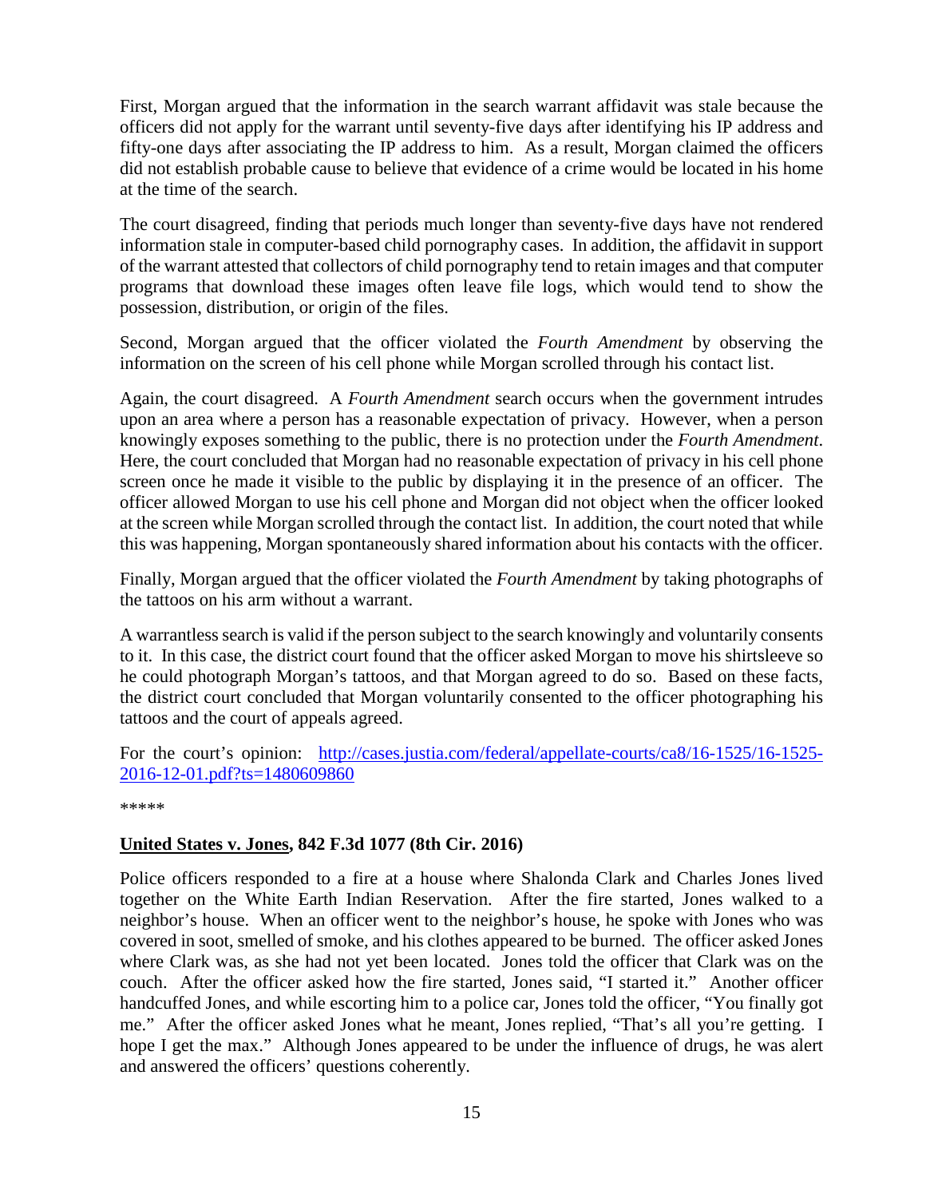First, Morgan argued that the information in the search warrant affidavit was stale because the officers did not apply for the warrant until seventy-five days after identifying his IP address and fifty-one days after associating the IP address to him. As a result, Morgan claimed the officers did not establish probable cause to believe that evidence of a crime would be located in his home at the time of the search.

The court disagreed, finding that periods much longer than seventy-five days have not rendered information stale in computer-based child pornography cases. In addition, the affidavit in support of the warrant attested that collectors of child pornography tend to retain images and that computer programs that download these images often leave file logs, which would tend to show the possession, distribution, or origin of the files.

Second, Morgan argued that the officer violated the *Fourth Amendment* by observing the information on the screen of his cell phone while Morgan scrolled through his contact list.

Again, the court disagreed. A *Fourth Amendment* search occurs when the government intrudes upon an area where a person has a reasonable expectation of privacy. However, when a person knowingly exposes something to the public, there is no protection under the *Fourth Amendment*. Here, the court concluded that Morgan had no reasonable expectation of privacy in his cell phone screen once he made it visible to the public by displaying it in the presence of an officer. The officer allowed Morgan to use his cell phone and Morgan did not object when the officer looked at the screen while Morgan scrolled through the contact list. In addition, the court noted that while this was happening, Morgan spontaneously shared information about his contacts with the officer.

Finally, Morgan argued that the officer violated the *Fourth Amendment* by taking photographs of the tattoos on his arm without a warrant.

A warrantless search is valid if the person subject to the search knowingly and voluntarily consents to it. In this case, the district court found that the officer asked Morgan to move his shirtsleeve so he could photograph Morgan's tattoos, and that Morgan agreed to do so. Based on these facts, the district court concluded that Morgan voluntarily consented to the officer photographing his tattoos and the court of appeals agreed.

For the court's opinion: [http://cases.justia.com/federal/appellate-courts/ca8/16-1525/16-1525-2016-12-01.pdf?ts=1480609860](http://cases.justia.com/federal/appellate-courts/ca8/16-1525/16-1525-2016-12-01.pdf?ts=1480609860)

*****

**United States v. Jones, 842 F.3d 1077 (8th Cir. 2016)**

Police officers responded to a fire at a house where Shalonda Clark and Charles Jones lived together on the White Earth Indian Reservation. After the fire started, Jones walked to a neighbor's house. When an officer went to the neighbor's house, he spoke with Jones who was covered in soot, smelled of smoke, and his clothes appeared to be burned. The officer asked Jones where Clark was, as she had not yet been located. Jones told the officer that Clark was on the couch. After the officer asked how the fire started, Jones said, "I started it." Another officer handcuffed Jones, and while escorting him to a police car, Jones told the officer, "You finally got me." After the officer asked Jones what he meant, Jones replied, "That's all you're getting. I hope I get the max." Although Jones appeared to be under the influence of drugs, he was alert and answered the officers' questions coherently.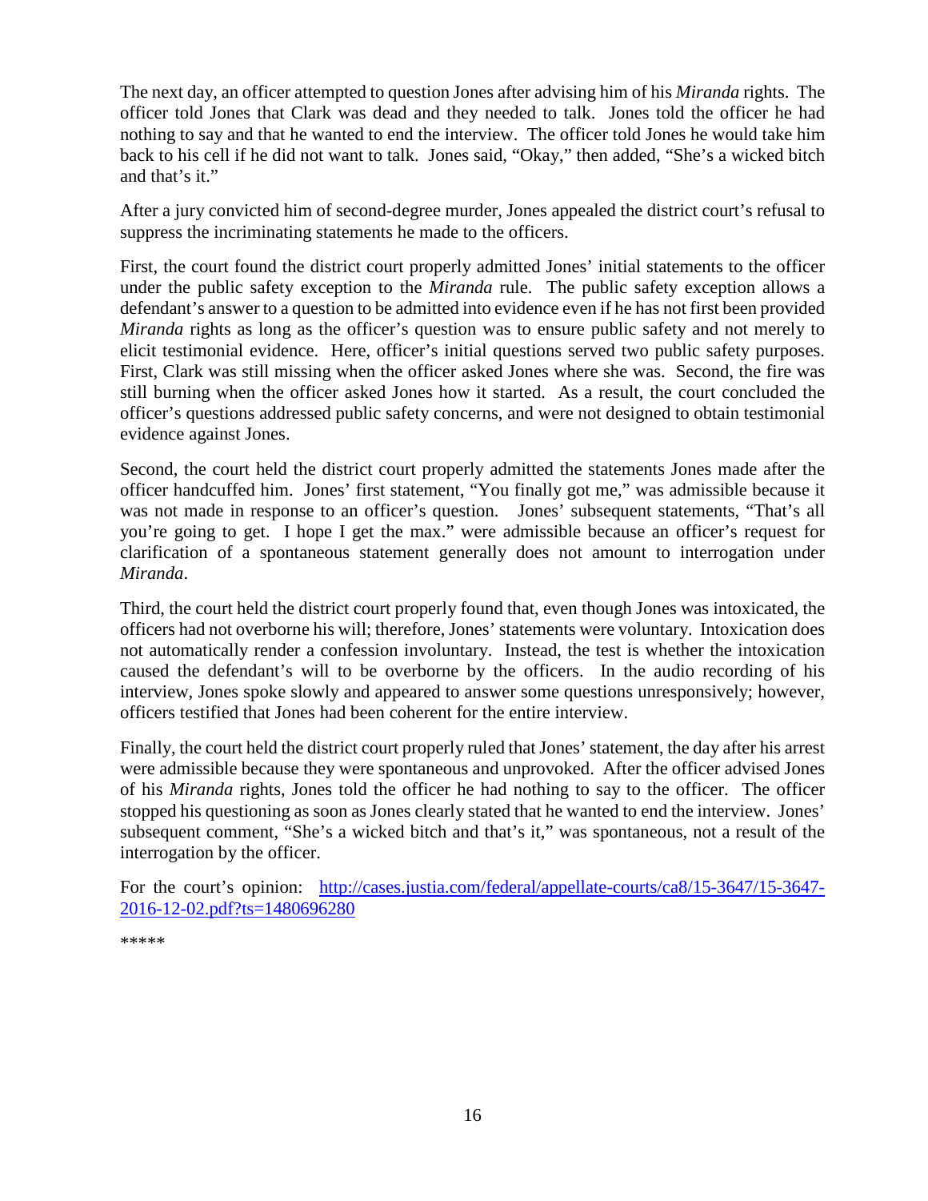The next day, an officer attempted to question Jones after advising him of his *Miranda* rights. The officer told Jones that Clark was dead and they needed to talk. Jones told the officer he had nothing to say and that he wanted to end the interview. The officer told Jones he would take him back to his cell if he did not want to talk. Jones said, "Okay," then added, "She's a wicked bitch and that's it."

After a jury convicted him of second-degree murder, Jones appealed the district court's refusal to suppress the incriminating statements he made to the officers.

First, the court found the district court properly admitted Jones' initial statements to the officer under the public safety exception to the *Miranda* rule. The public safety exception allows a defendant's answer to a question to be admitted into evidence even if he has not first been provided *Miranda* rights as long as the officer's question was to ensure public safety and not merely to elicit testimonial evidence. Here, officer's initial questions served two public safety purposes. First, Clark was still missing when the officer asked Jones where she was. Second, the fire was still burning when the officer asked Jones how it started. As a result, the court concluded the officer's questions addressed public safety concerns, and were not designed to obtain testimonial evidence against Jones.

Second, the court held the district court properly admitted the statements Jones made after the officer handcuffed him. Jones' first statement, "You finally got me," was admissible because it was not made in response to an officer's question. Jones' subsequent statements, "That's all you're going to get. I hope I get the max." were admissible because an officer's request for clarification of a spontaneous statement generally does not amount to interrogation under *Miranda*.

Third, the court held the district court properly found that, even though Jones was intoxicated, the officers had not overborne his will; therefore, Jones' statements were voluntary. Intoxication does not automatically render a confession involuntary. Instead, the test is whether the intoxication caused the defendant's will to be overborne by the officers. In the audio recording of his interview, Jones spoke slowly and appeared to answer some questions unresponsively; however, officers testified that Jones had been coherent for the entire interview.

Finally, the court held the district court properly ruled that Jones' statement, the day after his arrest were admissible because they were spontaneous and unprovoked. After the officer advised Jones of his *Miranda* rights, Jones told the officer he had nothing to say to the officer. The officer stopped his questioning as soon as Jones clearly stated that he wanted to end the interview. Jones' subsequent comment, "She's a wicked bitch and that's it," was spontaneous, not a result of the interrogation by the officer.

For the court's opinion: [http://cases.justia.com/federal/appellate-courts/ca8/15-3647/15-3647-2016-12-02.pdf?ts=1480696280](http://cases.justia.com/federal/appellate-courts/ca8/15-3647/15-3647-2016-12-02.pdf?ts=1480696280)

\*\*\*\*\*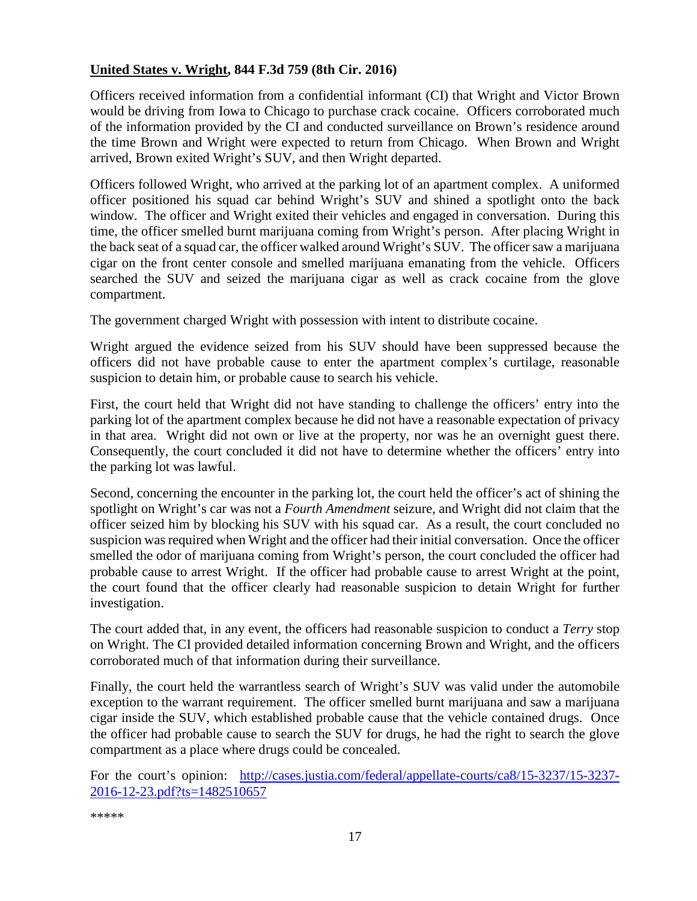**United States v. Wright, 844 F.3d 759 (8th Cir. 2016)**

Officers received information from a confidential informant (CI) that Wright and Victor Brown would be driving from Iowa to Chicago to purchase crack cocaine. Officers corroborated much of the information provided by the CI and conducted surveillance on Brown's residence around the time Brown and Wright were expected to return from Chicago. When Brown and Wright arrived, Brown exited Wright's SUV, and then Wright departed.

Officers followed Wright, who arrived at the parking lot of an apartment complex. A uniformed officer positioned his squad car behind Wright's SUV and shined a spotlight onto the back window. The officer and Wright exited their vehicles and engaged in conversation. During this time, the officer smelled burnt marijuana coming from Wright's person. After placing Wright in the back seat of a squad car, the officer walked around Wright's SUV. The officer saw a marijuana cigar on the front center console and smelled marijuana emanating from the vehicle. Officers searched the SUV and seized the marijuana cigar as well as crack cocaine from the glove compartment.

The government charged Wright with possession with intent to distribute cocaine.

Wright argued the evidence seized from his SUV should have been suppressed because the officers did not have probable cause to enter the apartment complex's curtilage, reasonable suspicion to detain him, or probable cause to search his vehicle.

First, the court held that Wright did not have standing to challenge the officers' entry into the parking lot of the apartment complex because he did not have a reasonable expectation of privacy in that area. Wright did not own or live at the property, nor was he an overnight guest there. Consequently, the court concluded it did not have to determine whether the officers' entry into the parking lot was lawful.

Second, concerning the encounter in the parking lot, the court held the officer's act of shining the spotlight on Wright's car was not a *Fourth Amendment* seizure, and Wright did not claim that the officer seized him by blocking his SUV with his squad car. As a result, the court concluded no suspicion was required when Wright and the officer had their initial conversation. Once the officer smelled the odor of marijuana coming from Wright's person, the court concluded the officer had probable cause to arrest Wright. If the officer had probable cause to arrest Wright at the point, the court found that the officer clearly had reasonable suspicion to detain Wright for further investigation.

The court added that, in any event, the officers had reasonable suspicion to conduct a *Terry* stop on Wright. The CI provided detailed information concerning Brown and Wright, and the officers corroborated much of that information during their surveillance.

Finally, the court held the warrantless search of Wright's SUV was valid under the automobile exception to the warrant requirement. The officer smelled burnt marijuana and saw a marijuana cigar inside the SUV, which established probable cause that the vehicle contained drugs. Once the officer had probable cause to search the SUV for drugs, he had the right to search the glove compartment as a place where drugs could be concealed.

For the court's opinion: [http://cases.justia.com/federal/appellate-courts/ca8/15-3237/15-3237-2016-12-23.pdf?ts=1482510657](http://cases.justia.com/federal/appellate-courts/ca8/15-3237/15-3237-2016-12-23.pdf?ts=1482510657)

*****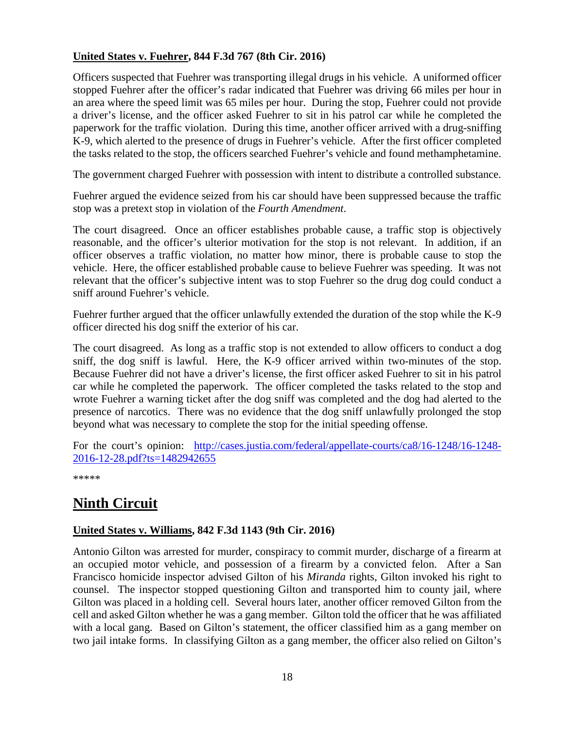**<u>United States v. Fuehrer</u>, 844 F.3d 767 (8th Cir. 2016)**

Officers suspected that Fuehrer was transporting illegal drugs in his vehicle. A uniformed officer stopped Fuehrer after the officer's radar indicated that Fuehrer was driving 66 miles per hour in an area where the speed limit was 65 miles per hour. During the stop, Fuehrer could not provide a driver's license, and the officer asked Fuehrer to sit in his patrol car while he completed the paperwork for the traffic violation. During this time, another officer arrived with a drug-sniffing K-9, which alerted to the presence of drugs in Fuehrer's vehicle. After the first officer completed the tasks related to the stop, the officers searched Fuehrer's vehicle and found methamphetamine.

The government charged Fuehrer with possession with intent to distribute a controlled substance.

Fuehrer argued the evidence seized from his car should have been suppressed because the traffic stop was a pretext stop in violation of the *Fourth Amendment*.

The court disagreed. Once an officer establishes probable cause, a traffic stop is objectively reasonable, and the officer's ulterior motivation for the stop is not relevant. In addition, if an officer observes a traffic violation, no matter how minor, there is probable cause to stop the vehicle. Here, the officer established probable cause to believe Fuehrer was speeding. It was not relevant that the officer's subjective intent was to stop Fuehrer so the drug dog could conduct a sniff around Fuehrer's vehicle.

Fuehrer further argued that the officer unlawfully extended the duration of the stop while the K-9 officer directed his dog sniff the exterior of his car.

The court disagreed. As long as a traffic stop is not extended to allow officers to conduct a dog sniff, the dog sniff is lawful. Here, the K-9 officer arrived within two-minutes of the stop. Because Fuehrer did not have a driver's license, the first officer asked Fuehrer to sit in his patrol car while he completed the paperwork. The officer completed the tasks related to the stop and wrote Fuehrer a warning ticket after the dog sniff was completed and the dog had alerted to the presence of narcotics. There was no evidence that the dog sniff unlawfully prolonged the stop beyond what was necessary to complete the stop for the initial speeding offense.

For the court's opinion: [http://cases.justia.com/federal/appellate-courts/ca8/16-1248/16-1248-2016-12-28.pdf?ts=1482942655](http://cases.justia.com/federal/appellate-courts/ca8/16-1248/16-1248-2016-12-28.pdf?ts=1482942655)

*****

# Ninth Circuit

**<u>United States v. Williams</u>, 842 F.3d 1143 (9th Cir. 2016)**

Antonio Gilton was arrested for murder, conspiracy to commit murder, discharge of a firearm at an occupied motor vehicle, and possession of a firearm by a convicted felon. After a San Francisco homicide inspector advised Gilton of his *Miranda* rights, Gilton invoked his right to counsel. The inspector stopped questioning Gilton and transported him to county jail, where Gilton was placed in a holding cell. Several hours later, another officer removed Gilton from the cell and asked Gilton whether he was a gang member. Gilton told the officer that he was affiliated with a local gang. Based on Gilton's statement, the officer classified him as a gang member on two jail intake forms. In classifying Gilton as a gang member, the officer also relied on Gilton's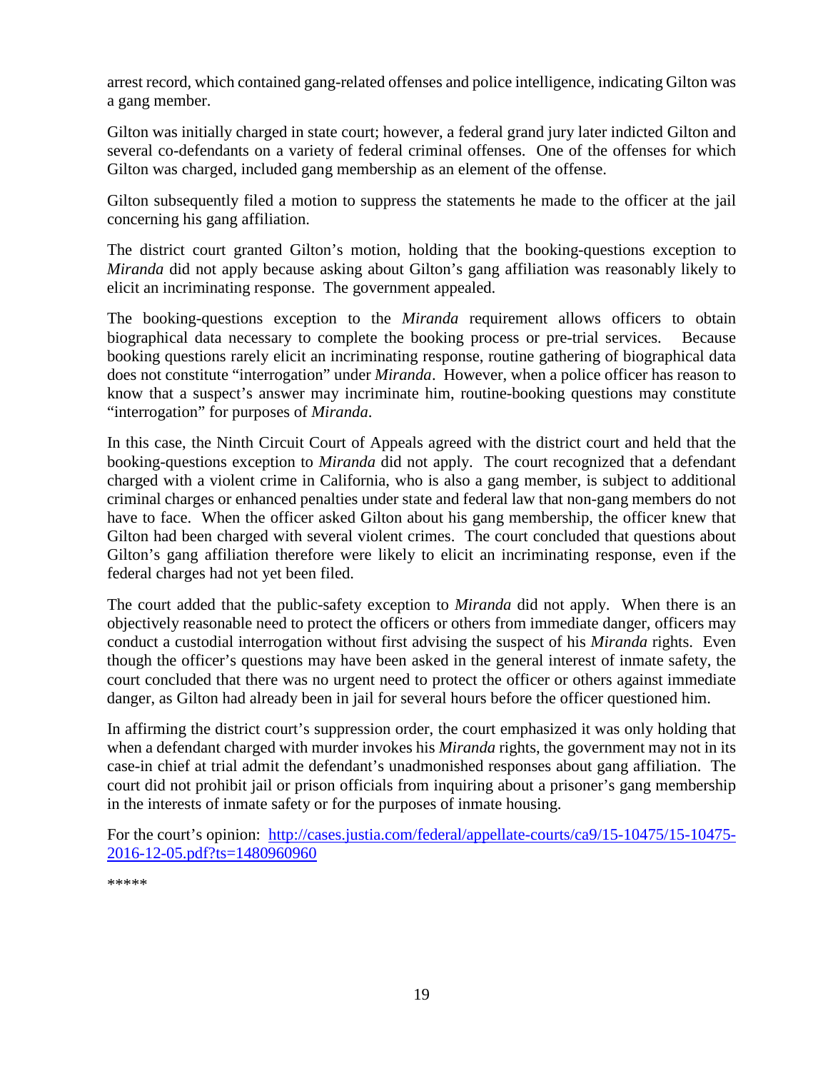arrest record, which contained gang-related offenses and police intelligence, indicating Gilton was a gang member.

Gilton was initially charged in state court; however, a federal grand jury later indicted Gilton and several co-defendants on a variety of federal criminal offenses. One of the offenses for which Gilton was charged, included gang membership as an element of the offense.

Gilton subsequently filed a motion to suppress the statements he made to the officer at the jail concerning his gang affiliation.

The district court granted Gilton's motion, holding that the booking-questions exception to *Miranda* did not apply because asking about Gilton's gang affiliation was reasonably likely to elicit an incriminating response. The government appealed.

The booking-questions exception to the *Miranda* requirement allows officers to obtain biographical data necessary to complete the booking process or pre-trial services. Because booking questions rarely elicit an incriminating response, routine gathering of biographical data does not constitute "interrogation" under *Miranda*. However, when a police officer has reason to know that a suspect's answer may incriminate him, routine-booking questions may constitute "interrogation" for purposes of *Miranda*.

In this case, the Ninth Circuit Court of Appeals agreed with the district court and held that the booking-questions exception to *Miranda* did not apply. The court recognized that a defendant charged with a violent crime in California, who is also a gang member, is subject to additional criminal charges or enhanced penalties under state and federal law that non-gang members do not have to face. When the officer asked Gilton about his gang membership, the officer knew that Gilton had been charged with several violent crimes. The court concluded that questions about Gilton's gang affiliation therefore were likely to elicit an incriminating response, even if the federal charges had not yet been filed.

The court added that the public-safety exception to *Miranda* did not apply. When there is an objectively reasonable need to protect the officers or others from immediate danger, officers may conduct a custodial interrogation without first advising the suspect of his *Miranda* rights. Even though the officer's questions may have been asked in the general interest of inmate safety, the court concluded that there was no urgent need to protect the officer or others against immediate danger, as Gilton had already been in jail for several hours before the officer questioned him.

In affirming the district court's suppression order, the court emphasized it was only holding that when a defendant charged with murder invokes his *Miranda* rights, the government may not in its case-in chief at trial admit the defendant's unadmonished responses about gang affiliation. The court did not prohibit jail or prison officials from inquiring about a prisoner's gang membership in the interests of inmate safety or for the purposes of inmate housing.

For the court's opinion: [http://cases.justia.com/federal/appellate-courts/ca9/15-10475/15-10475-2016-12-05.pdf?ts=1480960960](http://cases.justia.com/federal/appellate-courts/ca9/15-10475/15-10475-2016-12-05.pdf?ts=1480960960)

*****